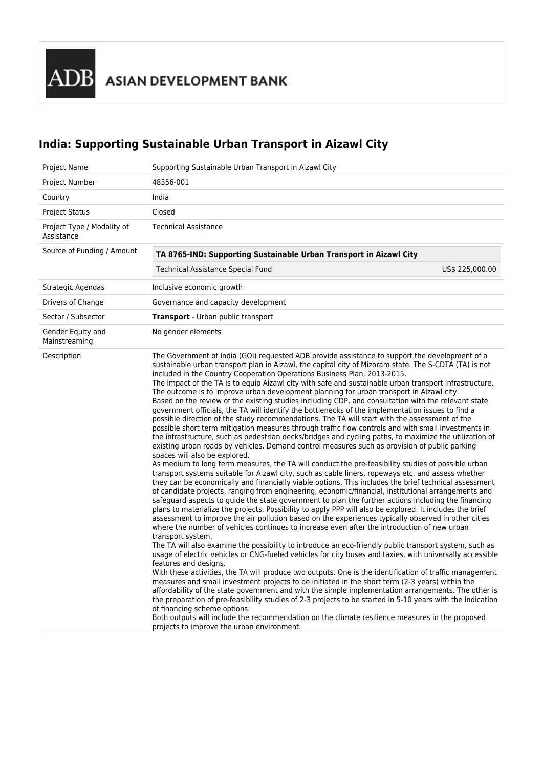ADB ASIAN DEVELOPMENT BANK

# India: Supporting Sustainable Urban Transport in Aizawl City

| | |
|---|---|
| Project Name | Supporting Sustainable Urban Transport in Aizawl City |
| Project Number | 48356-001 |
| Country | India |
| Project Status | Closed |
| Project Type / Modality of Assistance | Technical Assistance |
| Source of Funding / Amount | **TA 8765-IND: Supporting Sustainable Urban Transport in Aizawl City**<br>Technical Assistance Special Fund US$ 225,000.00 |
| Strategic Agendas | Inclusive economic growth |
| Drivers of Change | Governance and capacity development |
| Sector / Subsector | **Transport** - Urban public transport |
| Gender Equity and Mainstreaming | No gender elements |
| Description | The Government of India (GOI) requested ADB provide assistance to support the development of a sustainable urban transport plan in Aizawl, the capital city of Mizoram state. The S-CDTA (TA) is not included in the Country Cooperation Operations Business Plan, 2013-2015.<br>The impact of the TA is to equip Aizawl city with safe and sustainable urban transport infrastructure. The outcome is to improve urban development planning for urban transport in Aizawl city.<br>Based on the review of the existing studies including CDP, and consultation with the relevant state government officials, the TA will identify the bottlenecks of the implementation issues to find a possible direction of the study recommendations. The TA will start with the assessment of the possible short term mitigation measures through traffic flow controls and with small investments in the infrastructure, such as pedestrian decks/bridges and cycling paths, to maximize the utilization of existing urban roads by vehicles. Demand control measures such as provision of public parking spaces will also be explored.<br>As medium to long term measures, the TA will conduct the pre-feasibility studies of possible urban transport systems suitable for Aizawl city, such as cable liners, ropeways etc. and assess whether they can be economically and financially viable options. This includes the brief technical assessment of candidate projects, ranging from engineering, economic/financial, institutional arrangements and safeguard aspects to guide the state government to plan the further actions including the financing plans to materialize the projects. Possibility to apply PPP will also be explored. It includes the brief assessment to improve the air pollution based on the experiences typically observed in other cities where the number of vehicles continues to increase even after the introduction of new urban transport system.<br>The TA will also examine the possibility to introduce an eco-friendly public transport system, such as usage of electric vehicles or CNG-fueled vehicles for city buses and taxies, with universally accessible features and designs.<br>With these activities, the TA will produce two outputs. One is the identification of traffic management measures and small investment projects to be initiated in the short term (2-3 years) within the affordability of the state government and with the simple implementation arrangements. The other is the preparation of pre-feasibility studies of 2-3 projects to be started in 5-10 years with the indication of financing scheme options.<br>Both outputs will include the recommendation on the climate resilience measures in the proposed projects to improve the urban environment. |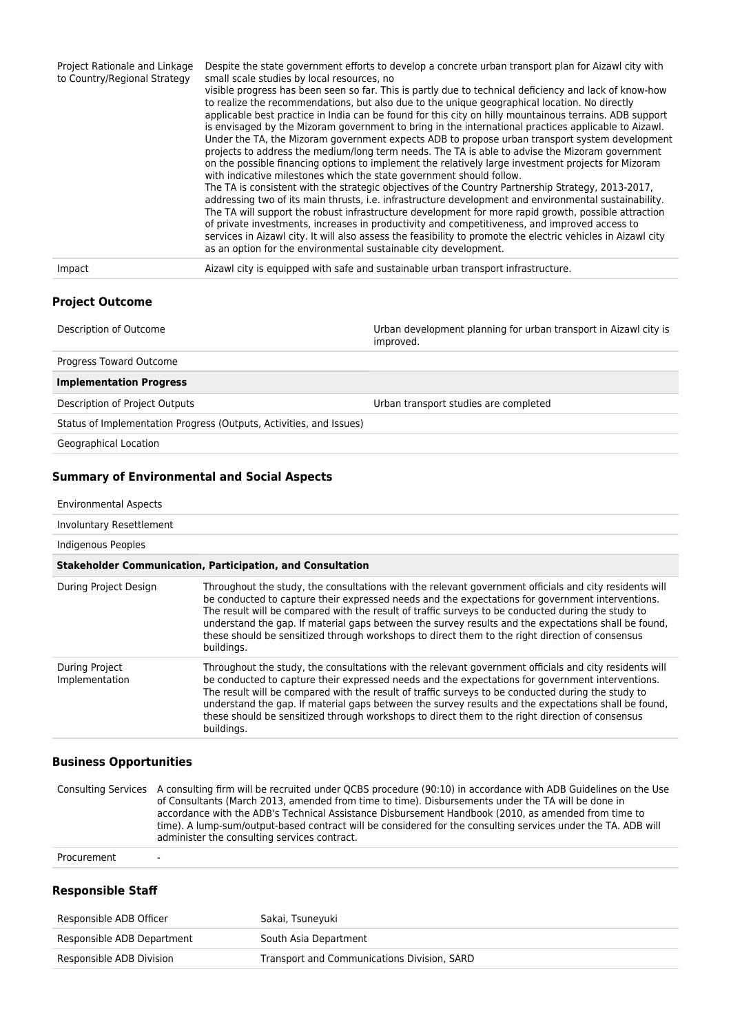| | |
|---|---|
| Project Rationale and Linkage to Country/Regional Strategy | Despite the state government efforts to develop a concrete urban transport plan for Aizawl city with small scale studies by local resources, no<br>visible progress has been seen so far. This is partly due to technical deficiency and lack of know-how to realize the recommendations, but also due to the unique geographical location. No directly applicable best practice in India can be found for this city on hilly mountainous terrains. ADB support is envisaged by the Mizoram government to bring in the international practices applicable to Aizawl. Under the TA, the Mizoram government expects ADB to propose urban transport system development projects to address the medium/long term needs. The TA is able to advise the Mizoram government on the possible financing options to implement the relatively large investment projects for Mizoram with indicative milestones which the state government should follow.<br>The TA is consistent with the strategic objectives of the Country Partnership Strategy, 2013-2017, addressing two of its main thrusts, i.e. infrastructure development and environmental sustainability. The TA will support the robust infrastructure development for more rapid growth, possible attraction of private investments, increases in productivity and competitiveness, and improved access to services in Aizawl city. It will also assess the feasibility to promote the electric vehicles in Aizawl city as an option for the environmental sustainable city development. |
| Impact | Aizawl city is equipped with safe and sustainable urban transport infrastructure. |

### Project Outcome

| | |
|---|---|
| Description of Outcome | Urban development planning for urban transport in Aizawl city is improved. |
| Progress Toward Outcome | |
| **Implementation Progress** | |
| Description of Project Outputs | Urban transport studies are completed |
| Status of Implementation Progress (Outputs, Activities, and Issues) | |
| Geographical Location | |

### Summary of Environmental and Social Aspects

| | |
|---|---|
| Environmental Aspects | |
| Involuntary Resettlement | |
| Indigenous Peoples | |
| **Stakeholder Communication, Participation, and Consultation** | |
| During Project Design | Throughout the study, the consultations with the relevant government officials and city residents will be conducted to capture their expressed needs and the expectations for government interventions. The result will be compared with the result of traffic surveys to be conducted during the study to understand the gap. If material gaps between the survey results and the expectations shall be found, these should be sensitized through workshops to direct them to the right direction of consensus buildings. |
| During Project Implementation | Throughout the study, the consultations with the relevant government officials and city residents will be conducted to capture their expressed needs and the expectations for government interventions. The result will be compared with the result of traffic surveys to be conducted during the study to understand the gap. If material gaps between the survey results and the expectations shall be found, these should be sensitized through workshops to direct them to the right direction of consensus buildings. |

### Business Opportunities

| | |
|---|---|
| Consulting Services | A consulting firm will be recruited under QCBS procedure (90:10) in accordance with ADB Guidelines on the Use of Consultants (March 2013, amended from time to time). Disbursements under the TA will be done in accordance with the ADB's Technical Assistance Disbursement Handbook (2010, as amended from time to time). A lump-sum/output-based contract will be considered for the consulting services under the TA. ADB will administer the consulting services contract. |
| Procurement | - |

### Responsible Staff

| | |
|---|---|
| Responsible ADB Officer | Sakai, Tsuneyuki |
| Responsible ADB Department | South Asia Department |
| Responsible ADB Division | Transport and Communications Division, SARD |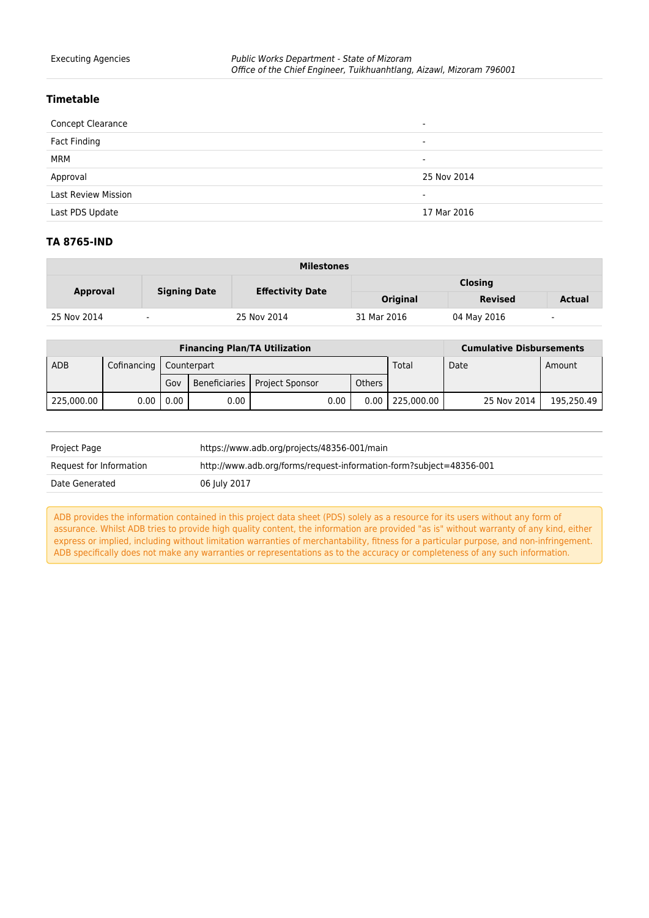| | |
|---|---|
| Executing Agencies | *Public Works Department - State of Mizoram*<br>*Office of the Chief Engineer, Tuikhuanhtlang, Aizawl, Mizoram 796001* |

## Timetable

| | |
|---|---|
| Concept Clearance | - |
| Fact Finding | - |
| MRM | - |
| Approval | 25 Nov 2014 |
| Last Review Mission | - |
| Last PDS Update | 17 Mar 2016 |

## TA 8765-IND

| Milestones | | | | | |
|---|---|---|---|---|---|
| **Approval** | **Signing Date** | **Effectivity Date** | **Closing** | | |
| | | | **Original** | **Revised** | **Actual** |
| 25 Nov 2014 | - | 25 Nov 2014 | 31 Mar 2016 | 04 May 2016 | - |

| Financing Plan/TA Utilization | | | | | | | Cumulative Disbursements | |
|---|---|---|---|---|---|---|---|---|
| ADB | Cofinancing | Counterpart | | | | Total | Date | Amount |
| | | Gov | Beneficiaries | Project Sponsor | Others | | | |
| 225,000.00 | 0.00 | 0.00 | 0.00 | 0.00 | 0.00 | 225,000.00 | 25 Nov 2014 | 195,250.49 |

| | |
|---|---|
| Project Page | https://www.adb.org/projects/48356-001/main |
| Request for Information | http://www.adb.org/forms/request-information-form?subject=48356-001 |
| Date Generated | 06 July 2017 |

ADB provides the information contained in this project data sheet (PDS) solely as a resource for its users without any form of assurance. Whilst ADB tries to provide high quality content, the information are provided "as is" without warranty of any kind, either express or implied, including without limitation warranties of merchantability, fitness for a particular purpose, and non-infringement. ADB specifically does not make any warranties or representations as to the accuracy or completeness of any such information.